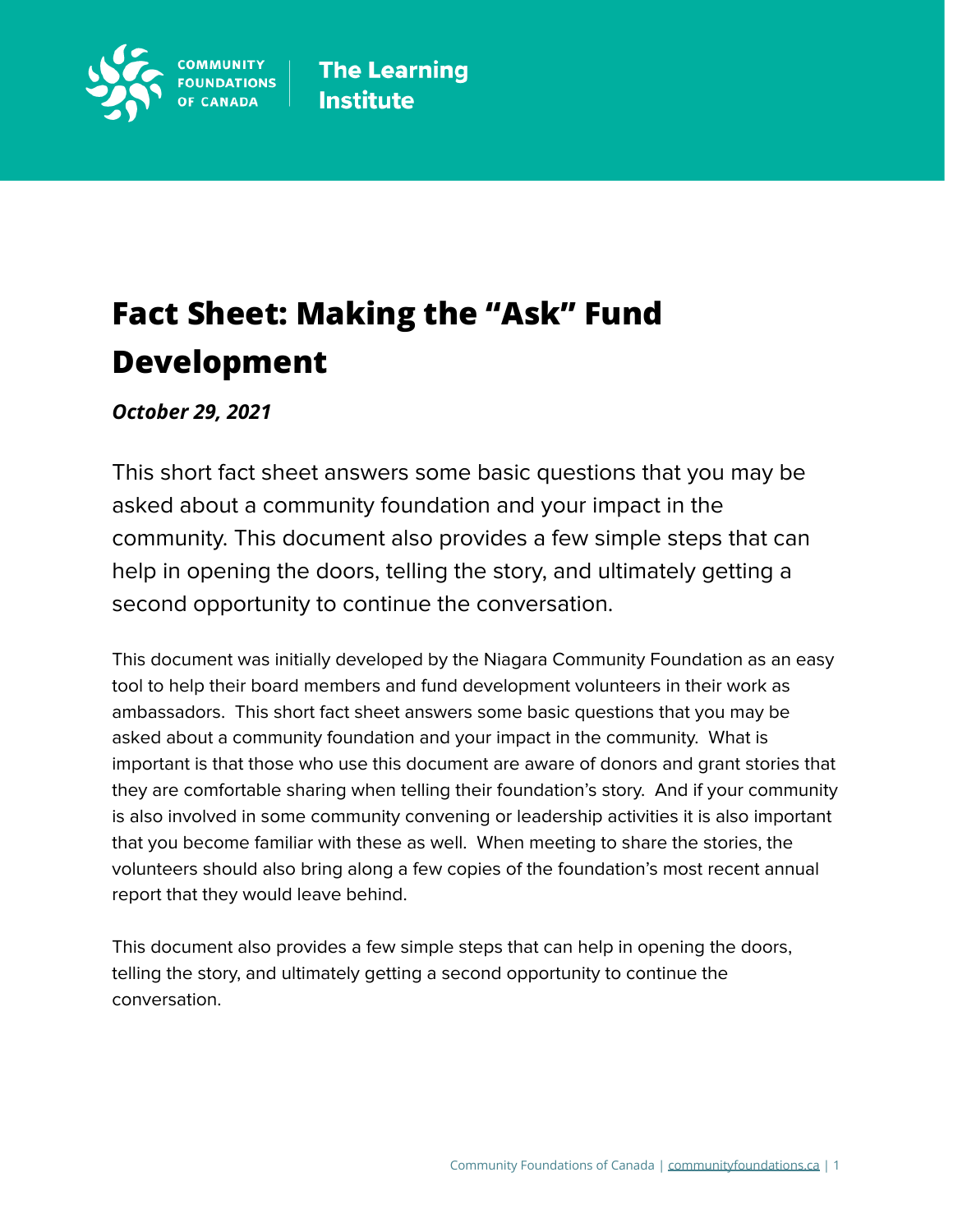COMMUNITY FOUNDATIONS OF CANADA | The Learning Institute

# Fact Sheet: Making the "Ask" Fund Development

***October 29, 2021***

This short fact sheet answers some basic questions that you may be asked about a community foundation and your impact in the community. This document also provides a few simple steps that can help in opening the doors, telling the story, and ultimately getting a second opportunity to continue the conversation.

This document was initially developed by the Niagara Community Foundation as an easy tool to help their board members and fund development volunteers in their work as ambassadors. This short fact sheet answers some basic questions that you may be asked about a community foundation and your impact in the community. What is important is that those who use this document are aware of donors and grant stories that they are comfortable sharing when telling their foundation's story. And if your community is also involved in some community convening or leadership activities it is also important that you become familiar with these as well. When meeting to share the stories, the volunteers should also bring along a few copies of the foundation's most recent annual report that they would leave behind.

This document also provides a few simple steps that can help in opening the doors, telling the story, and ultimately getting a second opportunity to continue the conversation.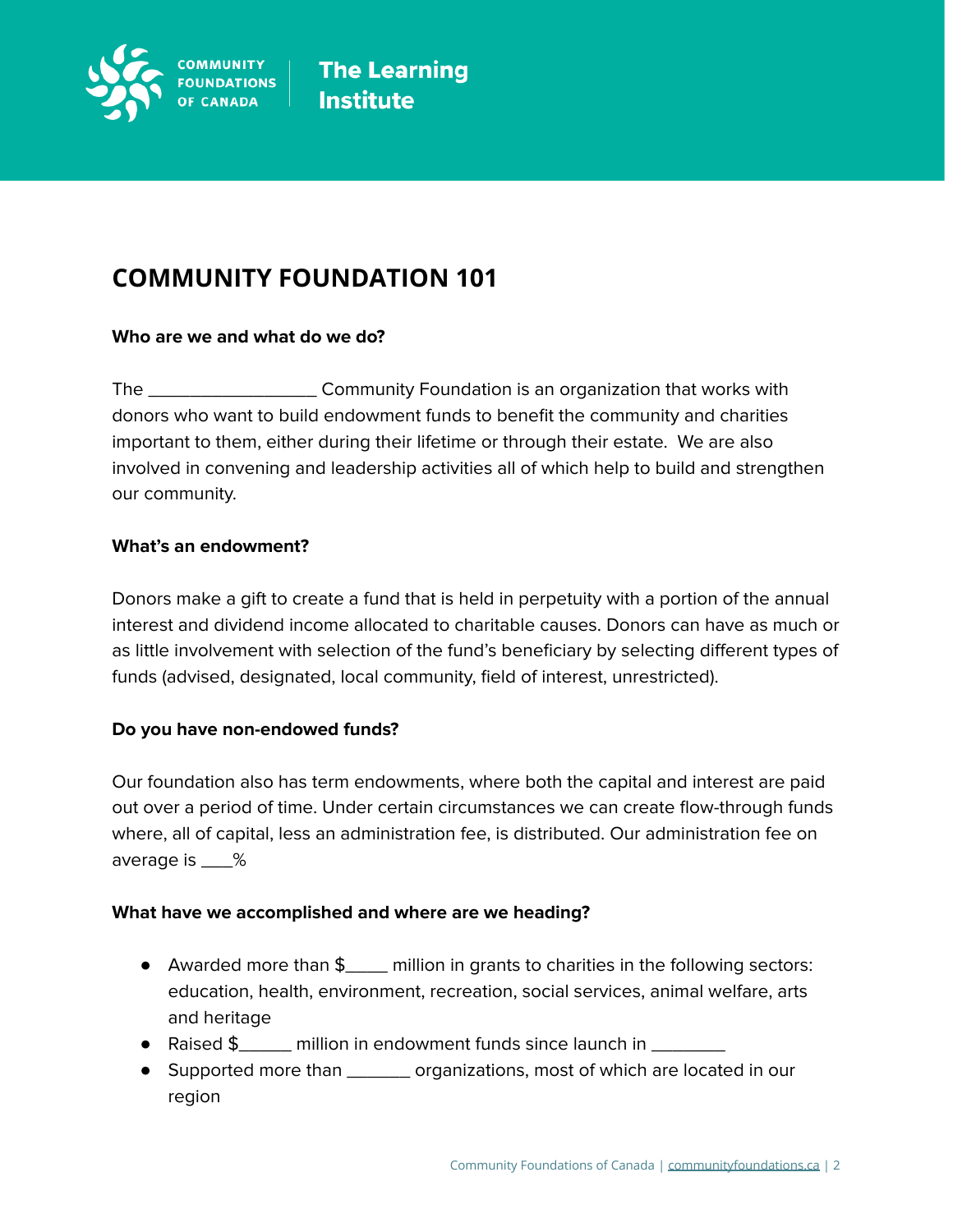# COMMUNITY FOUNDATION 101

**Who are we and what do we do?**

The ________________ Community Foundation is an organization that works with donors who want to build endowment funds to benefit the community and charities important to them, either during their lifetime or through their estate. We are also involved in convening and leadership activities all of which help to build and strengthen our community.

**What's an endowment?**

Donors make a gift to create a fund that is held in perpetuity with a portion of the annual interest and dividend income allocated to charitable causes. Donors can have as much or as little involvement with selection of the fund's beneficiary by selecting different types of funds (advised, designated, local community, field of interest, unrestricted).

**Do you have non-endowed funds?**

Our foundation also has term endowments, where both the capital and interest are paid out over a period of time. Under certain circumstances we can create flow-through funds where, all of capital, less an administration fee, is distributed. Our administration fee on average is ___%

**What have we accomplished and where are we heading?**

- Awarded more than $____ million in grants to charities in the following sectors: education, health, environment, recreation, social services, animal welfare, arts and heritage
- Raised $_____ million in endowment funds since launch in ________
- Supported more than _______ organizations, most of which are located in our region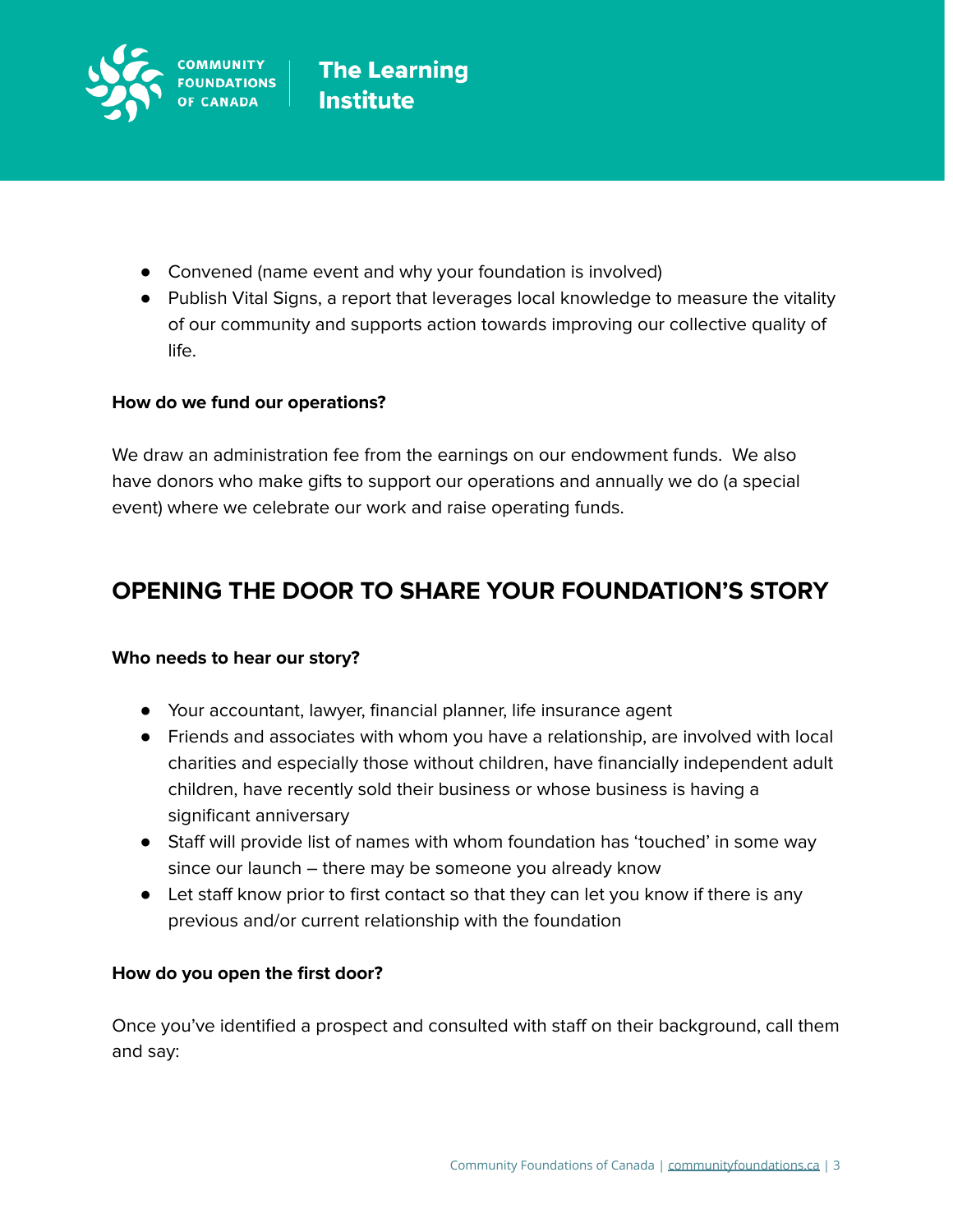- Convened (name event and why your foundation is involved)
- Publish Vital Signs, a report that leverages local knowledge to measure the vitality of our community and supports action towards improving our collective quality of life.

**How do we fund our operations?**

We draw an administration fee from the earnings on our endowment funds. We also have donors who make gifts to support our operations and annually we do (a special event) where we celebrate our work and raise operating funds.

## OPENING THE DOOR TO SHARE YOUR FOUNDATION'S STORY

**Who needs to hear our story?**

- Your accountant, lawyer, financial planner, life insurance agent
- Friends and associates with whom you have a relationship, are involved with local charities and especially those without children, have financially independent adult children, have recently sold their business or whose business is having a significant anniversary
- Staff will provide list of names with whom foundation has 'touched' in some way since our launch – there may be someone you already know
- Let staff know prior to first contact so that they can let you know if there is any previous and/or current relationship with the foundation

**How do you open the first door?**

Once you've identified a prospect and consulted with staff on their background, call them and say: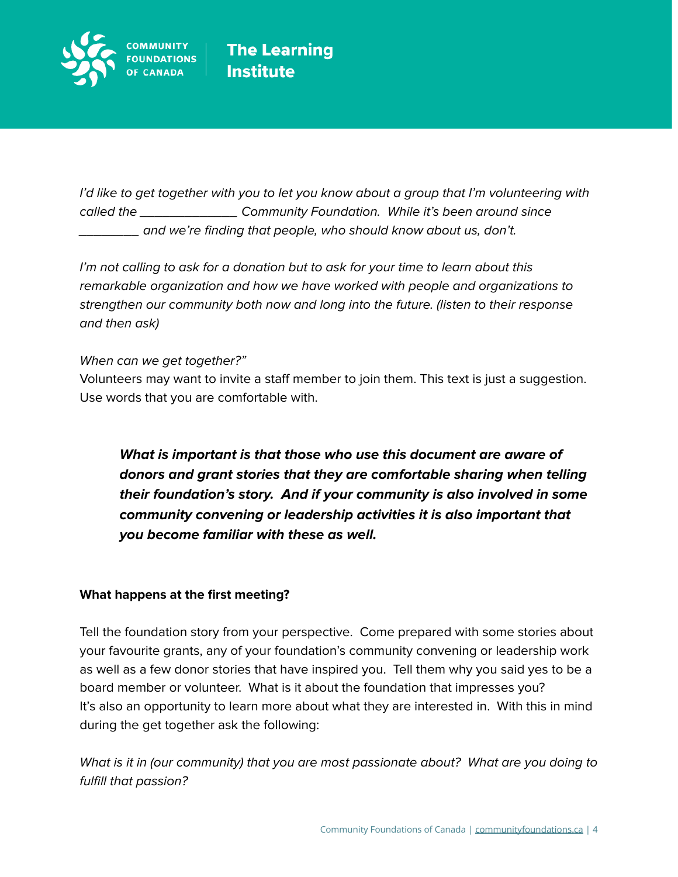*I'd like to get together with you to let you know about a group that I'm volunteering with called the _______________ Community Foundation. While it's been around since _________ and we're finding that people, who should know about us, don't.*

*I'm not calling to ask for a donation but to ask for your time to learn about this remarkable organization and how we have worked with people and organizations to strengthen our community both now and long into the future. (listen to their response and then ask)*

*When can we get together?"*
Volunteers may want to invite a staff member to join them. This text is just a suggestion. Use words that you are comfortable with.

> ***What is important is that those who use this document are aware of donors and grant stories that they are comfortable sharing when telling their foundation's story. And if your community is also involved in some community convening or leadership activities it is also important that you become familiar with these as well.***

**What happens at the first meeting?**

Tell the foundation story from your perspective. Come prepared with some stories about your favourite grants, any of your foundation's community convening or leadership work as well as a few donor stories that have inspired you. Tell them why you said yes to be a board member or volunteer. What is it about the foundation that impresses you? It's also an opportunity to learn more about what they are interested in. With this in mind during the get together ask the following:

*What is it in (our community) that you are most passionate about? What are you doing to fulfill that passion?*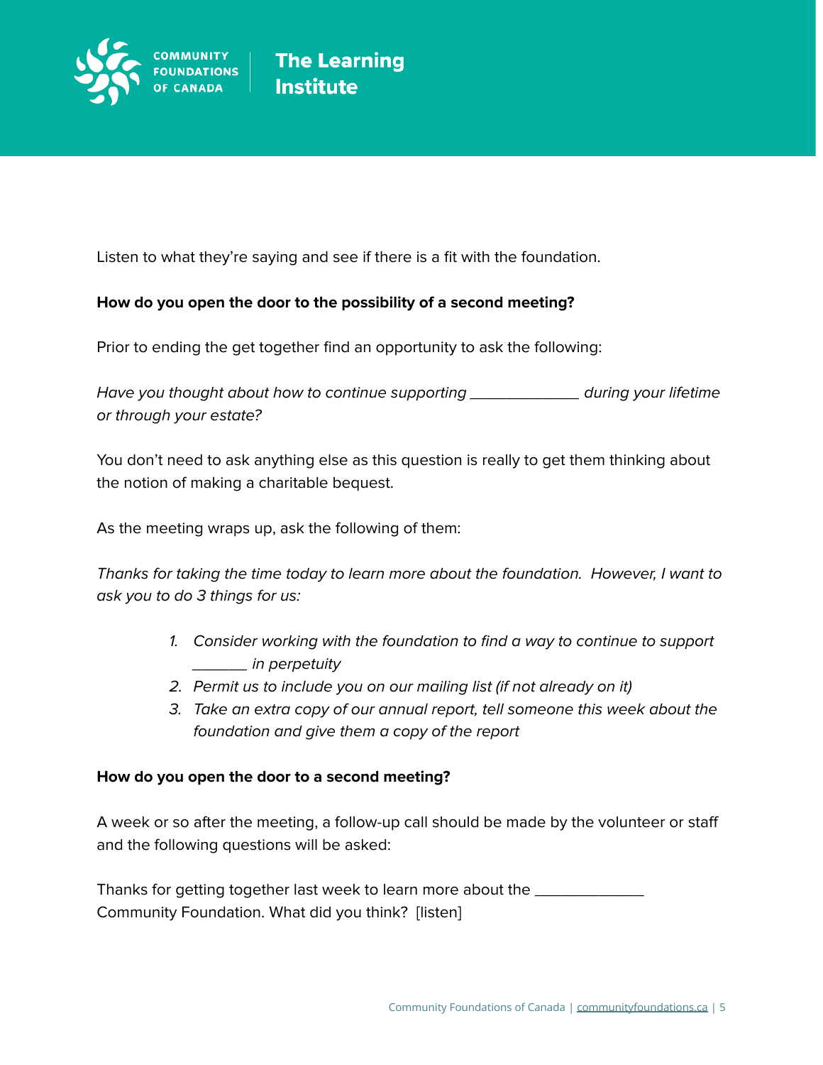Listen to what they're saying and see if there is a fit with the foundation.

**How do you open the door to the possibility of a second meeting?**

Prior to ending the get together find an opportunity to ask the following:

*Have you thought about how to continue supporting _____________ during your lifetime or through your estate?*

You don't need to ask anything else as this question is really to get them thinking about the notion of making a charitable bequest.

As the meeting wraps up, ask the following of them:

*Thanks for taking the time today to learn more about the foundation. However, I want to ask you to do 3 things for us:*

1. *Consider working with the foundation to find a way to continue to support _______ in perpetuity*
2. *Permit us to include you on our mailing list (if not already on it)*
3. *Take an extra copy of our annual report, tell someone this week about the foundation and give them a copy of the report*

**How do you open the door to a second meeting?**

A week or so after the meeting, a follow-up call should be made by the volunteer or staff and the following questions will be asked:

Thanks for getting together last week to learn more about the _____________ Community Foundation. What did you think? [listen]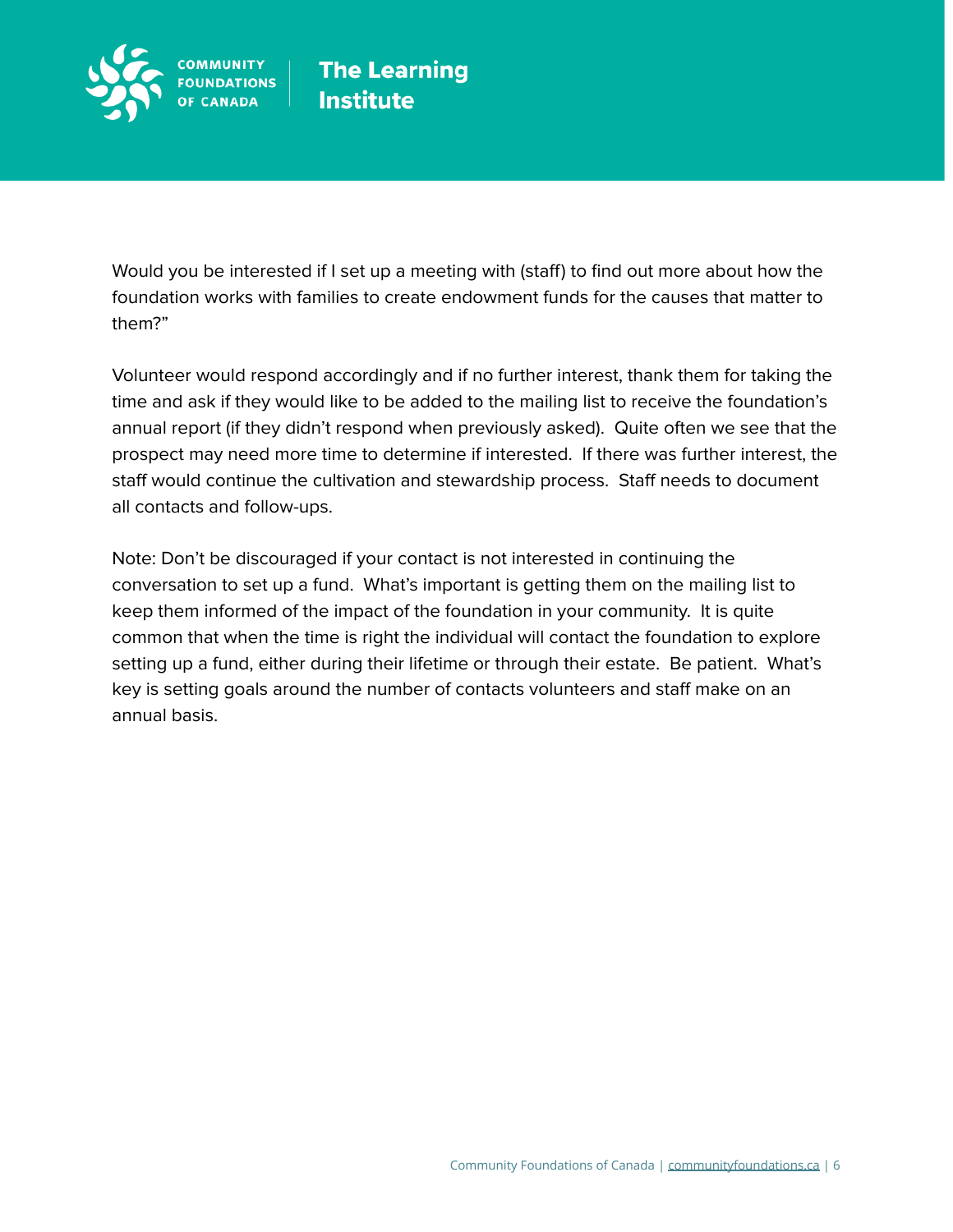Would you be interested if I set up a meeting with (staff) to find out more about how the foundation works with families to create endowment funds for the causes that matter to them?"

Volunteer would respond accordingly and if no further interest, thank them for taking the time and ask if they would like to be added to the mailing list to receive the foundation's annual report (if they didn't respond when previously asked). Quite often we see that the prospect may need more time to determine if interested. If there was further interest, the staff would continue the cultivation and stewardship process. Staff needs to document all contacts and follow-ups.

Note: Don't be discouraged if your contact is not interested in continuing the conversation to set up a fund. What's important is getting them on the mailing list to keep them informed of the impact of the foundation in your community. It is quite common that when the time is right the individual will contact the foundation to explore setting up a fund, either during their lifetime or through their estate. Be patient. What's key is setting goals around the number of contacts volunteers and staff make on an annual basis.